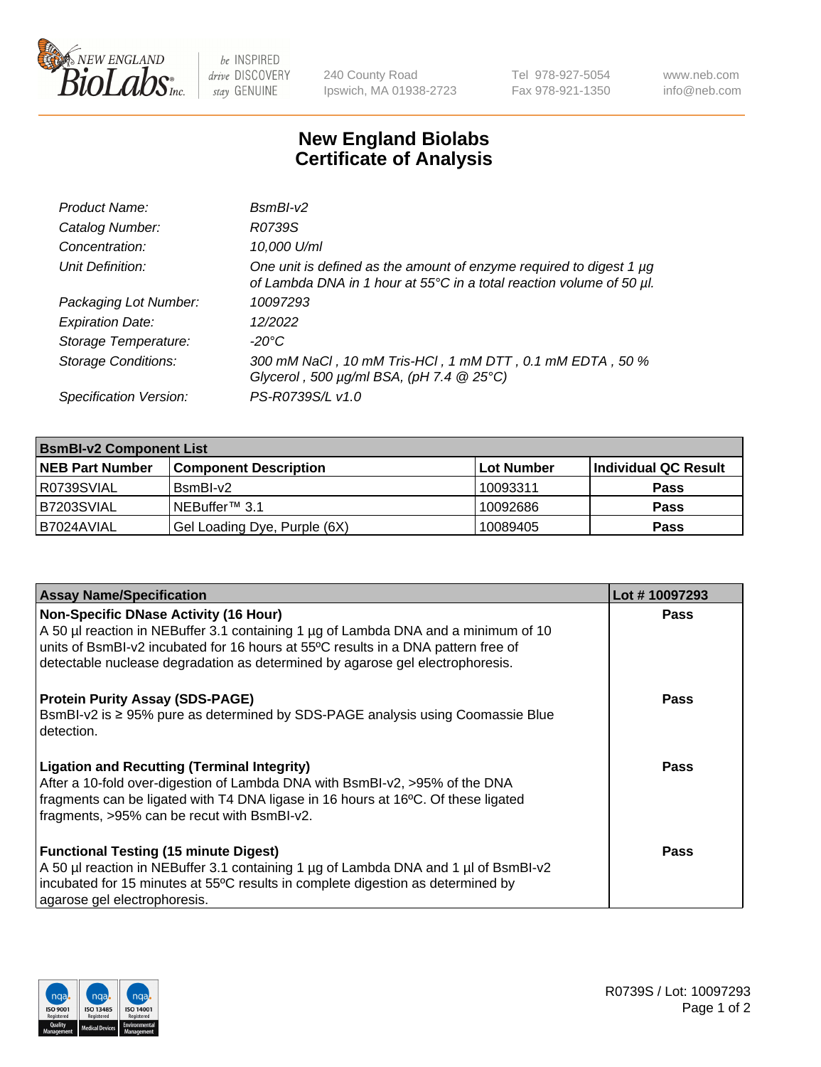# New England Biolabs
# Certificate of Analysis

| | |
|---|---|
| *Product Name:* | *BsmBI-v2* |
| *Catalog Number:* | *R0739S* |
| *Concentration:* | *10,000 U/ml* |
| *Unit Definition:* | *One unit is defined as the amount of enzyme required to digest 1 µg of Lambda DNA in 1 hour at 55°C in a total reaction volume of 50 µl.* |
| *Packaging Lot Number:* | *10097293* |
| *Expiration Date:* | *12/2022* |
| *Storage Temperature:* | *-20°C* |
| *Storage Conditions:* | *300 mM NaCl , 10 mM Tris-HCl , 1 mM DTT , 0.1 mM EDTA , 50 % Glycerol , 500 µg/ml BSA, (pH 7.4 @ 25°C)* |
| *Specification Version:* | *PS-R0739S/L v1.0* |

| **BsmBI-v2 Component List** | | | |
|---|---|---|---|
| **NEB Part Number** | **Component Description** | **Lot Number** | **Individual QC Result** |
| R0739SVIAL | BsmBI-v2 | 10093311 | **Pass** |
| B7203SVIAL | NEBuffer™ 3.1 | 10092686 | **Pass** |
| B7024AVIAL | Gel Loading Dye, Purple (6X) | 10089405 | **Pass** |

| **Assay Name/Specification** | **Lot # 10097293** |
|---|---|
| **Non-Specific DNase Activity (16 Hour)**<br>A 50 µl reaction in NEBuffer 3.1 containing 1 µg of Lambda DNA and a minimum of 10 units of BsmBI-v2 incubated for 16 hours at 55ºC results in a DNA pattern free of detectable nuclease degradation as determined by agarose gel electrophoresis. | **Pass** |
| **Protein Purity Assay (SDS-PAGE)**<br>BsmBI-v2 is ≥ 95% pure as determined by SDS-PAGE analysis using Coomassie Blue detection. | **Pass** |
| **Ligation and Recutting (Terminal Integrity)**<br>After a 10-fold over-digestion of Lambda DNA with BsmBI-v2, >95% of the DNA fragments can be ligated with T4 DNA ligase in 16 hours at 16ºC. Of these ligated fragments, >95% can be recut with BsmBI-v2. | **Pass** |
| **Functional Testing (15 minute Digest)**<br>A 50 µl reaction in NEBuffer 3.1 containing 1 µg of Lambda DNA and 1 µl of BsmBI-v2 incubated for 15 minutes at 55ºC results in complete digestion as determined by agarose gel electrophoresis. | **Pass** |

R0739S / Lot: 10097293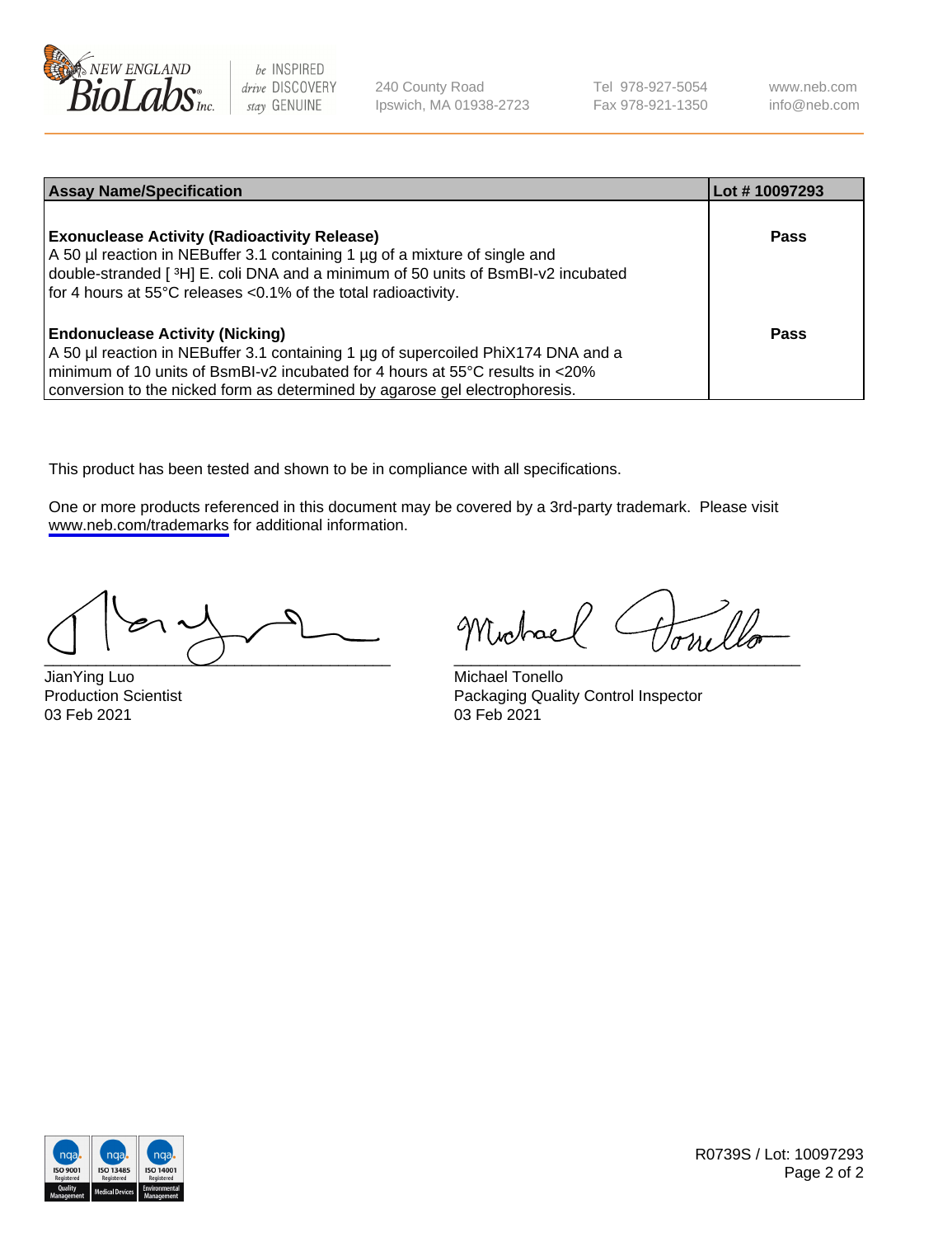| Assay Name/Specification | Lot # 10097293 |
|---|---|
| **Exonuclease Activity (Radioactivity Release)**<br>A 50 µl reaction in NEBuffer 3.1 containing 1 µg of a mixture of single and double-stranded [ $^3$H] E. coli DNA and a minimum of 50 units of BsmBI-v2 incubated for 4 hours at 55°C releases <0.1% of the total radioactivity. | **Pass** |
| **Endonuclease Activity (Nicking)**<br>A 50 µl reaction in NEBuffer 3.1 containing 1 µg of supercoiled PhiX174 DNA and a minimum of 10 units of BsmBI-v2 incubated for 4 hours at 55°C results in <20% conversion to the nicked form as determined by agarose gel electrophoresis. | **Pass** |

This product has been tested and shown to be in compliance with all specifications.

One or more products referenced in this document may be covered by a 3rd-party trademark. Please visit www.neb.com/trademarks for additional information.

JianYing Luo
Production Scientist
03 Feb 2021

Michael Tonello
Packaging Quality Control Inspector
03 Feb 2021

R0739S / Lot: 10097293